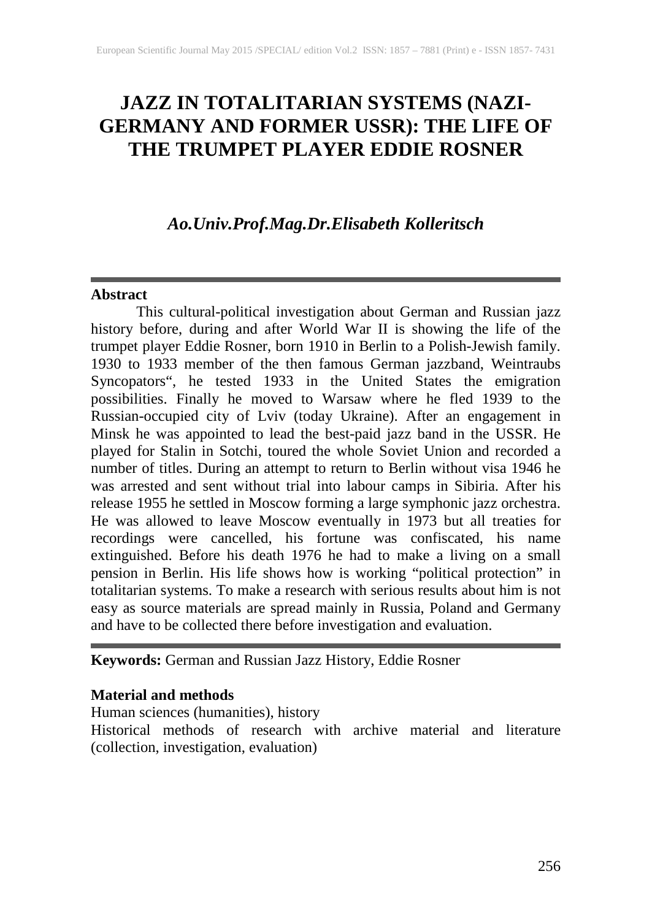# JAZZ IN TOTALITARIAN SYSTEMS (NAZI-GERMANY AND FORMER USSR): THE LIFE OF THE TRUMPET PLAYER EDDIE ROSNER

***Ao.Univ.Prof.Mag.Dr.Elisabeth Kolleritsch***

---

**Abstract**

This cultural-political investigation about German and Russian jazz history before, during and after World War II is showing the life of the trumpet player Eddie Rosner, born 1910 in Berlin to a Polish-Jewish family. 1930 to 1933 member of the then famous German jazzband, Weintraubs Syncopators", he tested 1933 in the United States the emigration possibilities. Finally he moved to Warsaw where he fled 1939 to the Russian-occupied city of Lviv (today Ukraine). After an engagement in Minsk he was appointed to lead the best-paid jazz band in the USSR. He played for Stalin in Sotchi, toured the whole Soviet Union and recorded a number of titles. During an attempt to return to Berlin without visa 1946 he was arrested and sent without trial into labour camps in Sibiria. After his release 1955 he settled in Moscow forming a large symphonic jazz orchestra. He was allowed to leave Moscow eventually in 1973 but all treaties for recordings were cancelled, his fortune was confiscated, his name extinguished. Before his death 1976 he had to make a living on a small pension in Berlin. His life shows how is working "political protection" in totalitarian systems. To make a research with serious results about him is not easy as source materials are spread mainly in Russia, Poland and Germany and have to be collected there before investigation and evaluation.

---

**Keywords:** German and Russian Jazz History, Eddie Rosner

**Material and methods**

Human sciences (humanities), history

Historical methods of research with archive material and literature (collection, investigation, evaluation)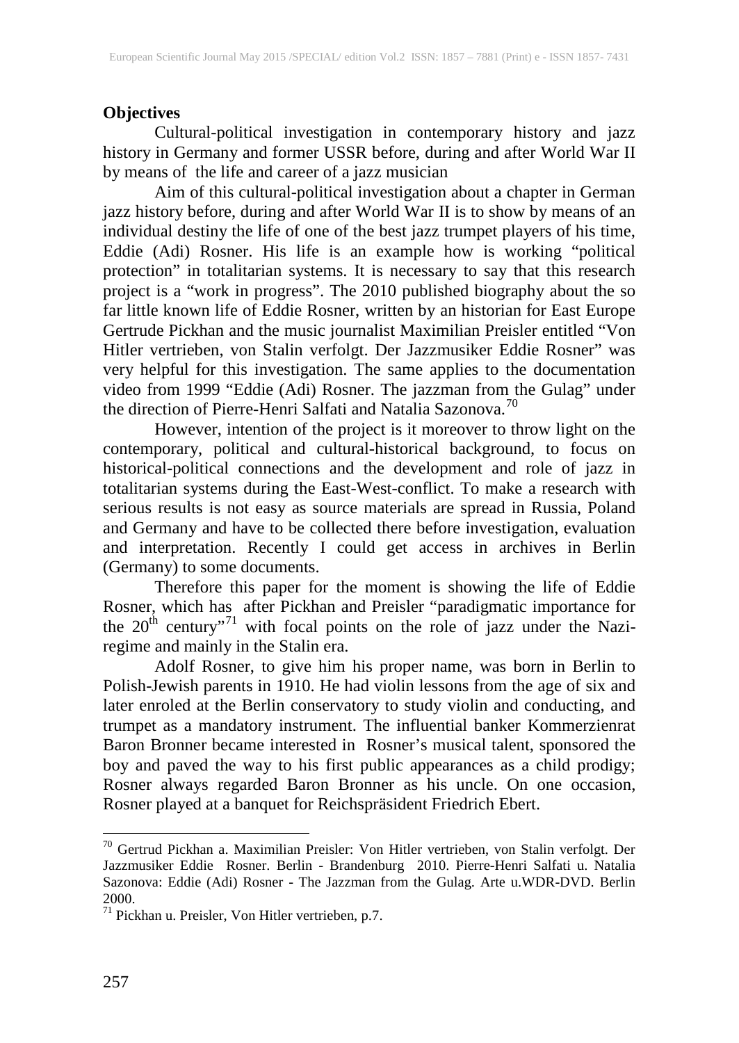**Objectives**

Cultural-political investigation in contemporary history and jazz history in Germany and former USSR before, during and after World War II by means of the life and career of a jazz musician

Aim of this cultural-political investigation about a chapter in German jazz history before, during and after World War II is to show by means of an individual destiny the life of one of the best jazz trumpet players of his time, Eddie (Adi) Rosner. His life is an example how is working "political protection" in totalitarian systems. It is necessary to say that this research project is a "work in progress". The 2010 published biography about the so far little known life of Eddie Rosner, written by an historian for East Europe Gertrude Pickhan and the music journalist Maximilian Preisler entitled "Von Hitler vertrieben, von Stalin verfolgt. Der Jazzmusiker Eddie Rosner" was very helpful for this investigation. The same applies to the documentation video from 1999 "Eddie (Adi) Rosner. The jazzman from the Gulag" under the direction of Pierre-Henri Salfati and Natalia Sazonova.[70]

However, intention of the project is it moreover to throw light on the contemporary, political and cultural-historical background, to focus on historical-political connections and the development and role of jazz in totalitarian systems during the East-West-conflict. To make a research with serious results is not easy as source materials are spread in Russia, Poland and Germany and have to be collected there before investigation, evaluation and interpretation. Recently I could get access in archives in Berlin (Germany) to some documents.

Therefore this paper for the moment is showing the life of Eddie Rosner, which has after Pickhan and Preisler "paradigmatic importance for the 20th century"[71] with focal points on the role of jazz under the Nazi-regime and mainly in the Stalin era.

Adolf Rosner, to give him his proper name, was born in Berlin to Polish-Jewish parents in 1910. He had violin lessons from the age of six and later enroled at the Berlin conservatory to study violin and conducting, and trumpet as a mandatory instrument. The influential banker Kommerzienrat Baron Bronner became interested in Rosner's musical talent, sponsored the boy and paved the way to his first public appearances as a child prodigy; Rosner always regarded Baron Bronner as his uncle. On one occasion, Rosner played at a banquet for Reichspräsident Friedrich Ebert.

---

[70] Gertrud Pickhan a. Maximilian Preisler: Von Hitler vertrieben, von Stalin verfolgt. Der Jazzmusiker Eddie Rosner. Berlin - Brandenburg 2010. Pierre-Henri Salfati u. Natalia Sazonova: Eddie (Adi) Rosner - The Jazzman from the Gulag. Arte u.WDR-DVD. Berlin 2000.

[71] Pickhan u. Preisler, Von Hitler vertrieben, p.7.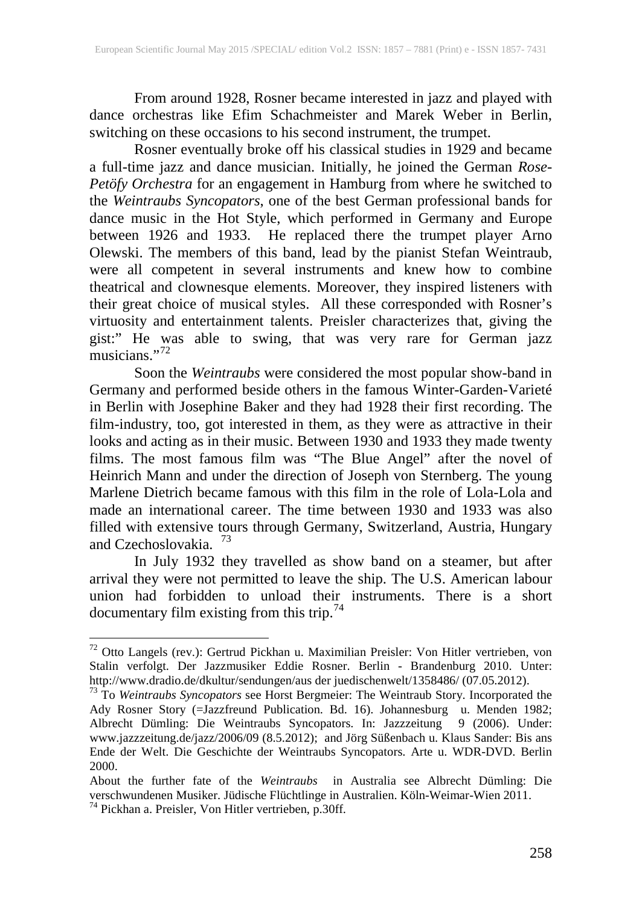From around 1928, Rosner became interested in jazz and played with dance orchestras like Efim Schachmeister and Marek Weber in Berlin, switching on these occasions to his second instrument, the trumpet.

Rosner eventually broke off his classical studies in 1929 and became a full-time jazz and dance musician. Initially, he joined the German *Rose-Petöfy Orchestra* for an engagement in Hamburg from where he switched to the *Weintraubs Syncopators*, one of the best German professional bands for dance music in the Hot Style, which performed in Germany and Europe between 1926 and 1933. He replaced there the trumpet player Arno Olewski. The members of this band, lead by the pianist Stefan Weintraub, were all competent in several instruments and knew how to combine theatrical and clownesque elements. Moreover, they inspired listeners with their great choice of musical styles. All these corresponded with Rosner's virtuosity and entertainment talents. Preisler characterizes that, giving the gist:" He was able to swing, that was very rare for German jazz musicians."[72]

Soon the *Weintraubs* were considered the most popular show-band in Germany and performed beside others in the famous Winter-Garden-Varieté in Berlin with Josephine Baker and they had 1928 their first recording. The film-industry, too, got interested in them, as they were as attractive in their looks and acting as in their music. Between 1930 and 1933 they made twenty films. The most famous film was "The Blue Angel" after the novel of Heinrich Mann and under the direction of Joseph von Sternberg. The young Marlene Dietrich became famous with this film in the role of Lola-Lola and made an international career. The time between 1930 and 1933 was also filled with extensive tours through Germany, Switzerland, Austria, Hungary and Czechoslovakia. [73]

In July 1932 they travelled as show band on a steamer, but after arrival they were not permitted to leave the ship. The U.S. American labour union had forbidden to unload their instruments. There is a short documentary film existing from this trip.[74]

---

[72] Otto Langels (rev.): Gertrud Pickhan u. Maximilian Preisler: Von Hitler vertrieben, von Stalin verfolgt. Der Jazzmusiker Eddie Rosner. Berlin - Brandenburg 2010. Unter: http://www.dradio.de/dkultur/sendungen/aus der juedischenwelt/1358486/ (07.05.2012).

[73] To *Weintraubs Syncopators* see Horst Bergmeier: The Weintraub Story. Incorporated the Ady Rosner Story (=Jazzfreund Publication. Bd. 16). Johannesburg u. Menden 1982; Albrecht Dümling: Die Weintraubs Syncopators. In: Jazzzeitung 9 (2006). Under: www.jazzzeitung.de/jazz/2006/09 (8.5.2012); and Jörg Süßenbach u. Klaus Sander: Bis ans Ende der Welt. Die Geschichte der Weintraubs Syncopators. Arte u. WDR-DVD. Berlin 2000.

About the further fate of the *Weintraubs* in Australia see Albrecht Dümling: Die verschwundenen Musiker. Jüdische Flüchtlinge in Australien. Köln-Weimar-Wien 2011.

[74] Pickhan a. Preisler, Von Hitler vertrieben, p.30ff.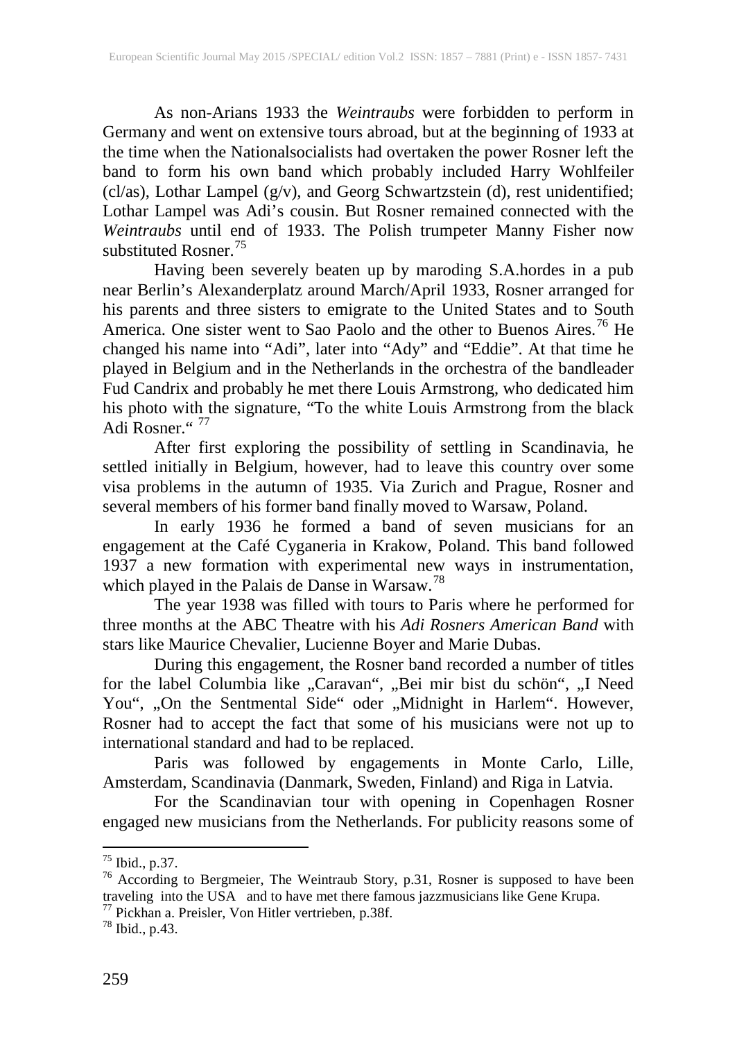As non-Arians 1933 the *Weintraubs* were forbidden to perform in Germany and went on extensive tours abroad, but at the beginning of 1933 at the time when the Nationalsocialists had overtaken the power Rosner left the band to form his own band which probably included Harry Wohlfeiler (cl/as), Lothar Lampel (g/v), and Georg Schwartzstein (d), rest unidentified; Lothar Lampel was Adi's cousin. But Rosner remained connected with the *Weintraubs* until end of 1933. The Polish trumpeter Manny Fisher now substituted Rosner.[75]

Having been severely beaten up by maroding S.A.hordes in a pub near Berlin's Alexanderplatz around March/April 1933, Rosner arranged for his parents and three sisters to emigrate to the United States and to South America. One sister went to Sao Paolo and the other to Buenos Aires.[76] He changed his name into "Adi", later into "Ady" and "Eddie". At that time he played in Belgium and in the Netherlands in the orchestra of the bandleader Fud Candrix and probably he met there Louis Armstrong, who dedicated him his photo with the signature, "To the white Louis Armstrong from the black Adi Rosner.“ [77]

After first exploring the possibility of settling in Scandinavia, he settled initially in Belgium, however, had to leave this country over some visa problems in the autumn of 1935. Via Zurich and Prague, Rosner and several members of his former band finally moved to Warsaw, Poland.

In early 1936 he formed a band of seven musicians for an engagement at the Café Cyganeria in Krakow, Poland. This band followed 1937 a new formation with experimental new ways in instrumentation, which played in the Palais de Danse in Warsaw.[78]

The year 1938 was filled with tours to Paris where he performed for three months at the ABC Theatre with his *Adi Rosners American Band* with stars like Maurice Chevalier, Lucienne Boyer and Marie Dubas.

During this engagement, the Rosner band recorded a number of titles for the label Columbia like „Caravan“, „Bei mir bist du schön“, „I Need You“, „On the Sentmental Side“ oder „Midnight in Harlem“. However, Rosner had to accept the fact that some of his musicians were not up to international standard and had to be replaced.

Paris was followed by engagements in Monte Carlo, Lille, Amsterdam, Scandinavia (Danmark, Sweden, Finland) and Riga in Latvia.

For the Scandinavian tour with opening in Copenhagen Rosner engaged new musicians from the Netherlands. For publicity reasons some of

---

[75] Ibid., p.37.

[76] According to Bergmeier, The Weintraub Story, p.31, Rosner is supposed to have been traveling into the USA and to have met there famous jazzmusicians like Gene Krupa.

[77] Pickhan a. Preisler, Von Hitler vertrieben, p.38f.

[78] Ibid., p.43.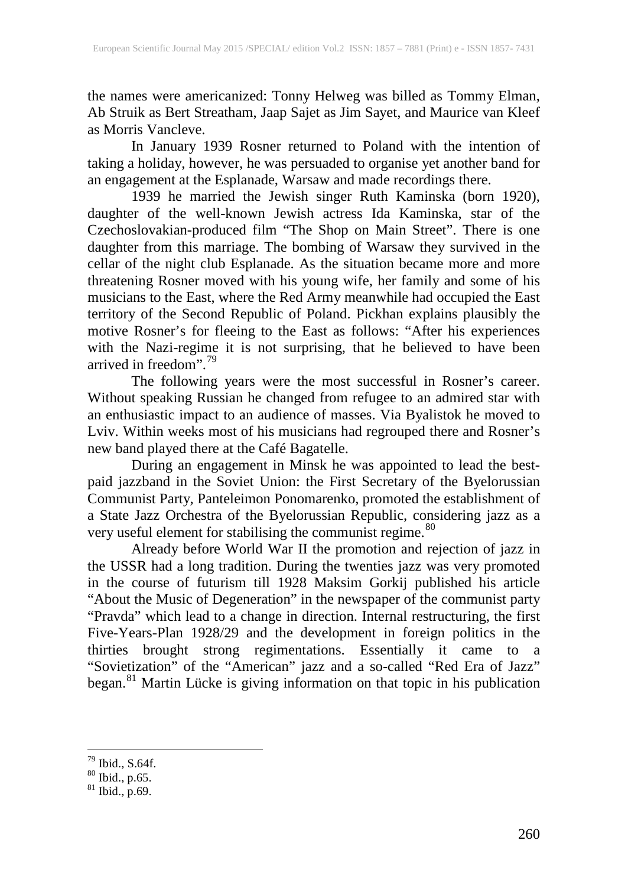the names were americanized: Tonny Helweg was billed as Tommy Elman, Ab Struik as Bert Streatham, Jaap Sajet as Jim Sayet, and Maurice van Kleef as Morris Vancleve.

In January 1939 Rosner returned to Poland with the intention of taking a holiday, however, he was persuaded to organise yet another band for an engagement at the Esplanade, Warsaw and made recordings there.

1939 he married the Jewish singer Ruth Kaminska (born 1920), daughter of the well-known Jewish actress Ida Kaminska, star of the Czechoslovakian-produced film "The Shop on Main Street". There is one daughter from this marriage. The bombing of Warsaw they survived in the cellar of the night club Esplanade. As the situation became more and more threatening Rosner moved with his young wife, her family and some of his musicians to the East, where the Red Army meanwhile had occupied the East territory of the Second Republic of Poland. Pickhan explains plausibly the motive Rosner's for fleeing to the East as follows: "After his experiences with the Nazi-regime it is not surprising, that he believed to have been arrived in freedom".[79]

The following years were the most successful in Rosner's career. Without speaking Russian he changed from refugee to an admired star with an enthusiastic impact to an audience of masses. Via Byalistok he moved to Lviv. Within weeks most of his musicians had regrouped there and Rosner's new band played there at the Café Bagatelle.

During an engagement in Minsk he was appointed to lead the best-paid jazzband in the Soviet Union: the First Secretary of the Byelorussian Communist Party, Panteleimon Ponomarenko, promoted the establishment of a State Jazz Orchestra of the Byelorussian Republic, considering jazz as a very useful element for stabilising the communist regime.[80]

Already before World War II the promotion and rejection of jazz in the USSR had a long tradition. During the twenties jazz was very promoted in the course of futurism till 1928 Maksim Gorkij published his article "About the Music of Degeneration" in the newspaper of the communist party "Pravda" which lead to a change in direction. Internal restructuring, the first Five-Years-Plan 1928/29 and the development in foreign politics in the thirties brought strong regimentations. Essentially it came to a "Sovietization" of the "American" jazz and a so-called "Red Era of Jazz" began.[81] Martin Lücke is giving information on that topic in his publication

---

[79] Ibid., S.64f.

[80] Ibid., p.65.

[81] Ibid., p.69.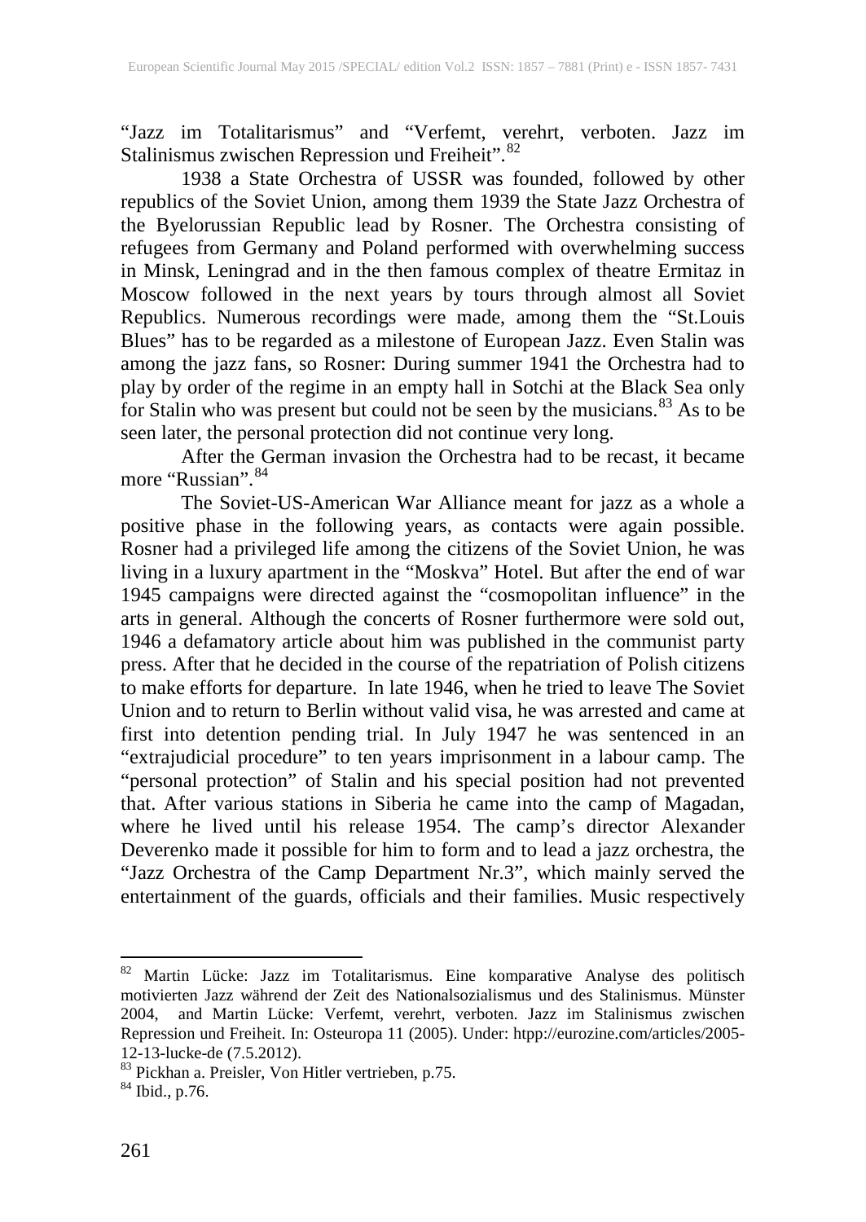"Jazz im Totalitarismus" and "Verfemt, verehrt, verboten. Jazz im Stalinismus zwischen Repression und Freiheit".[82]

1938 a State Orchestra of USSR was founded, followed by other republics of the Soviet Union, among them 1939 the State Jazz Orchestra of the Byelorussian Republic lead by Rosner. The Orchestra consisting of refugees from Germany and Poland performed with overwhelming success in Minsk, Leningrad and in the then famous complex of theatre Ermitaz in Moscow followed in the next years by tours through almost all Soviet Republics. Numerous recordings were made, among them the "St.Louis Blues" has to be regarded as a milestone of European Jazz. Even Stalin was among the jazz fans, so Rosner: During summer 1941 the Orchestra had to play by order of the regime in an empty hall in Sotchi at the Black Sea only for Stalin who was present but could not be seen by the musicians.[83] As to be seen later, the personal protection did not continue very long.

After the German invasion the Orchestra had to be recast, it became more "Russian".[84]

The Soviet-US-American War Alliance meant for jazz as a whole a positive phase in the following years, as contacts were again possible. Rosner had a privileged life among the citizens of the Soviet Union, he was living in a luxury apartment in the "Moskva" Hotel. But after the end of war 1945 campaigns were directed against the "cosmopolitan influence" in the arts in general. Although the concerts of Rosner furthermore were sold out, 1946 a defamatory article about him was published in the communist party press. After that he decided in the course of the repatriation of Polish citizens to make efforts for departure. In late 1946, when he tried to leave The Soviet Union and to return to Berlin without valid visa, he was arrested and came at first into detention pending trial. In July 1947 he was sentenced in an "extrajudicial procedure" to ten years imprisonment in a labour camp. The "personal protection" of Stalin and his special position had not prevented that. After various stations in Siberia he came into the camp of Magadan, where he lived until his release 1954. The camp's director Alexander Deverenko made it possible for him to form and to lead a jazz orchestra, the "Jazz Orchestra of the Camp Department Nr.3", which mainly served the entertainment of the guards, officials and their families. Music respectively

---

[82] Martin Lücke: Jazz im Totalitarismus. Eine komparative Analyse des politisch motivierten Jazz während der Zeit des Nationalsozialismus und des Stalinismus. Münster 2004, and Martin Lücke: Verfemt, verehrt, verboten. Jazz im Stalinismus zwischen Repression und Freiheit. In: Osteuropa 11 (2005). Under: htpp://eurozine.com/articles/2005-12-13-lucke-de (7.5.2012).

[83] Pickhan a. Preisler, Von Hitler vertrieben, p.75.

[84] Ibid., p.76.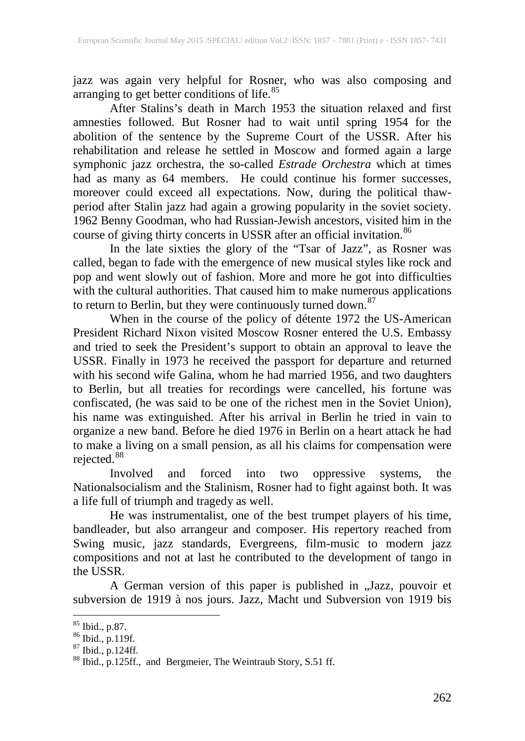jazz was again very helpful for Rosner, who was also composing and arranging to get better conditions of life.[85]

After Stalins's death in March 1953 the situation relaxed and first amnesties followed. But Rosner had to wait until spring 1954 for the abolition of the sentence by the Supreme Court of the USSR. After his rehabilitation and release he settled in Moscow and formed again a large symphonic jazz orchestra, the so-called *Estrade Orchestra* which at times had as many as 64 members. He could continue his former successes, moreover could exceed all expectations. Now, during the political thaw-period after Stalin jazz had again a growing popularity in the soviet society. 1962 Benny Goodman, who had Russian-Jewish ancestors, visited him in the course of giving thirty concerts in USSR after an official invitation.[86]

In the late sixties the glory of the "Tsar of Jazz", as Rosner was called, began to fade with the emergence of new musical styles like rock and pop and went slowly out of fashion. More and more he got into difficulties with the cultural authorities. That caused him to make numerous applications to return to Berlin, but they were continuously turned down.[87]

When in the course of the policy of détente 1972 the US-American President Richard Nixon visited Moscow Rosner entered the U.S. Embassy and tried to seek the President's support to obtain an approval to leave the USSR. Finally in 1973 he received the passport for departure and returned with his second wife Galina, whom he had married 1956, and two daughters to Berlin, but all treaties for recordings were cancelled, his fortune was confiscated, (he was said to be one of the richest men in the Soviet Union), his name was extinguished. After his arrival in Berlin he tried in vain to organize a new band. Before he died 1976 in Berlin on a heart attack he had to make a living on a small pension, as all his claims for compensation were rejected.[88]

Involved and forced into two oppressive systems, the Nationalsocialism and the Stalinism, Rosner had to fight against both. It was a life full of triumph and tragedy as well.

He was instrumentalist, one of the best trumpet players of his time, bandleader, but also arrangeur and composer. His repertory reached from Swing music, jazz standards, Evergreens, film-music to modern jazz compositions and not at last he contributed to the development of tango in the USSR.

A German version of this paper is published in „Jazz, pouvoir et subversion de 1919 à nos jours. Jazz, Macht und Subversion von 1919 bis

---

[85] Ibid., p.87.

[86] Ibid., p.119f.

[87] Ibid., p.124ff.

[88] Ibid., p.125ff., and Bergmeier, The Weintraub Story, S.51 ff.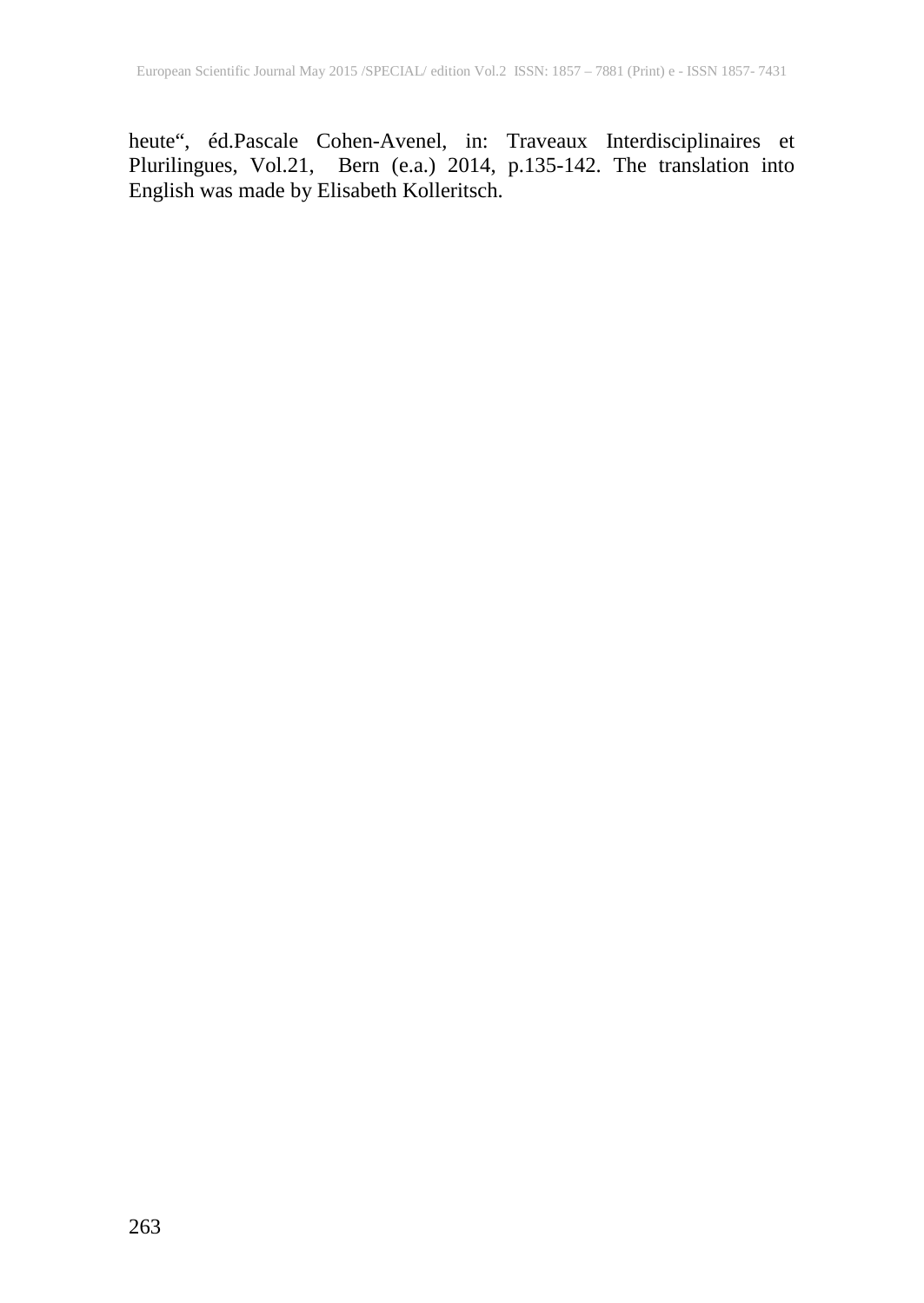heute“, éd.Pascale Cohen-Avenel, in: Traveaux Interdisciplinaires et Plurilingues, Vol.21, Bern (e.a.) 2014, p.135-142. The translation into English was made by Elisabeth Kolleritsch.